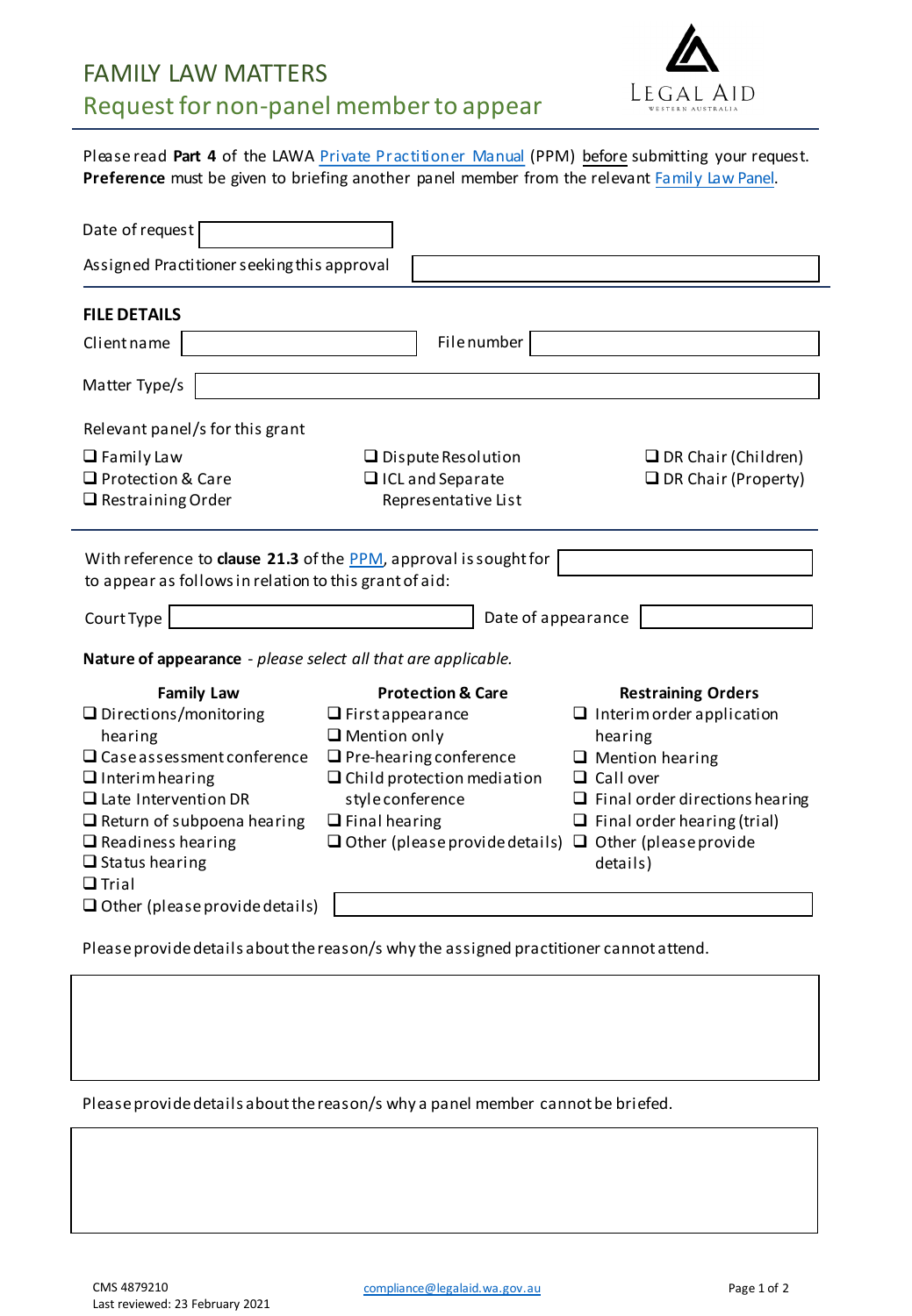# FAMILY LAW MATTERS

## Request for non-panel member to appear

LEGAL AID WESTERN AUSTRALIA

Please read **Part 4** of the LAWA Private Practitioner Manual (PPM) before submitting your request. **Preference** must be given to briefing another panel member from the relevant Family Law Panel.

Date of request ____________________

Assigned Practitioner seeking this approval ____________________

## FILE DETAILS

Client name ____________________ File number ____________________

Matter Type/s ____________________

Relevant panel/s for this grant

- ❑ Family Law
- ❑ Protection & Care
- ❑ Restraining Order
- ❑ Dispute Resolution
- ❑ ICL and Separate Representative List
- ❑ DR Chair (Children)
- ❑ DR Chair (Property)

With reference to **clause 21.3** of the PPM, approval is sought for ____________________ to appear as follows in relation to this grant of aid:

Court Type ____________________ Date of appearance ____________________

**Nature of appearance** - *please select all that are applicable.*

**Family Law**

- ❑ Directions/monitoring hearing
- ❑ Case assessment conference
- ❑ Interim hearing
- ❑ Late Intervention DR
- ❑ Return of subpoena hearing
- ❑ Readiness hearing
- ❑ Status hearing
- ❑ Trial
- ❑ Other (please provide details)

**Protection & Care**

- ❑ First appearance
- ❑ Mention only
- ❑ Pre-hearing conference
- ❑ Child protection mediation style conference
- ❑ Final hearing
- ❑ Other (please provide details)

**Restraining Orders**

- ❑ Interim order application hearing
- ❑ Mention hearing
- ❑ Call over
- ❑ Final order directions hearing
- ❑ Final order hearing (trial)
- ❑ Other (please provide details)

Other details: ____________________

Please provide details about the reason/s why the assigned practitioner cannot attend.

____________________

Please provide details about the reason/s why a panel member cannot be briefed.

____________________

CMS 4879210
Last reviewed: 23 February 2021

compliance@legalaid.wa.gov.au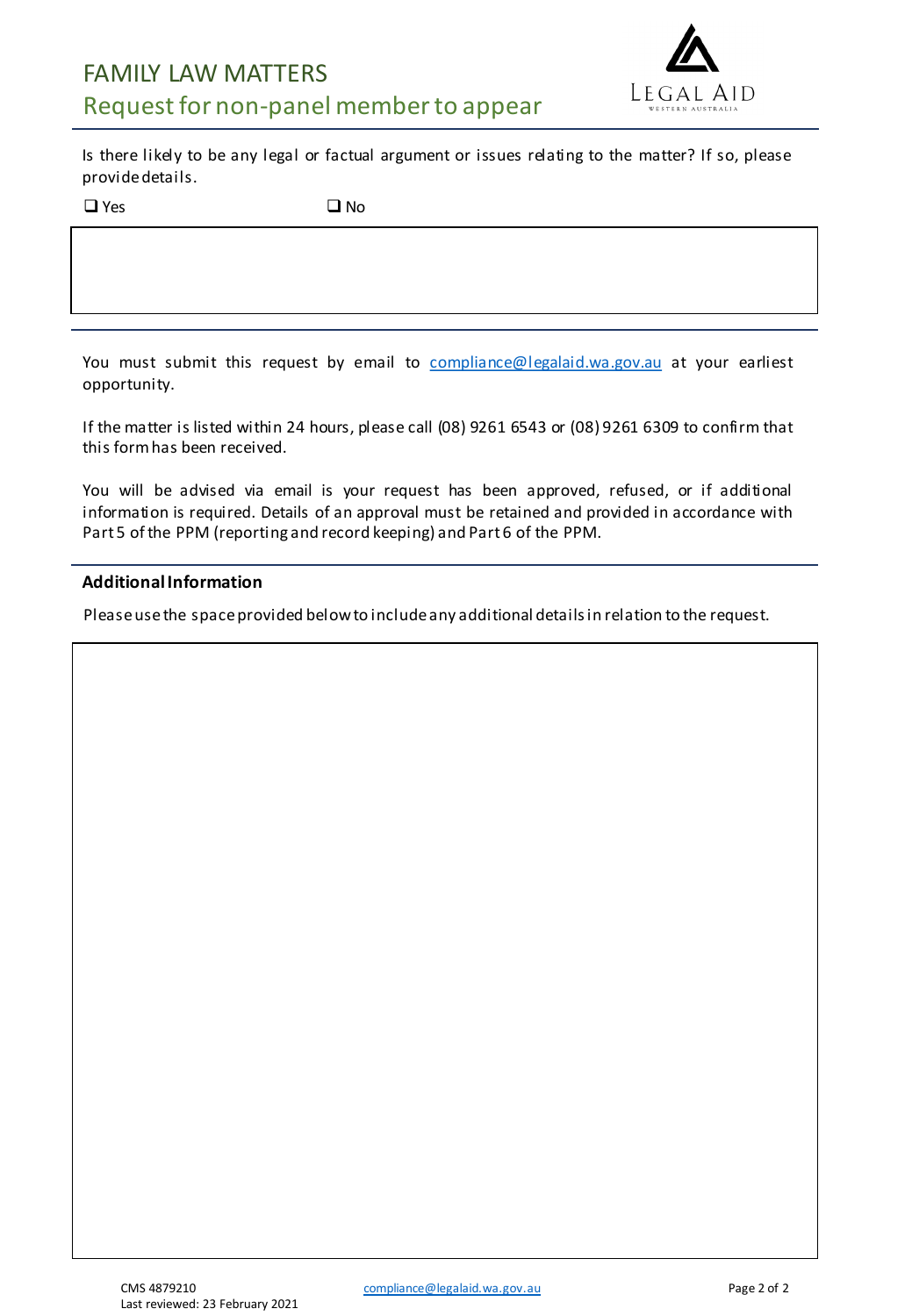Is there likely to be any legal or factual argument or issues relating to the matter? If so, please provide details.

❑ Yes ❑ No

You must submit this request by email to compliance@legalaid.wa.gov.au at your earliest opportunity.

If the matter is listed within 24 hours, please call (08) 9261 6543 or (08) 9261 6309 to confirm that this form has been received.

You will be advised via email is your request has been approved, refused, or if additional information is required. Details of an approval must be retained and provided in accordance with Part 5 of the PPM (reporting and record keeping) and Part 6 of the PPM.

**Additional Information**

Please use the space provided below to include any additional details in relation to the request.

CMS 4879210
Last reviewed: 23 February 2021

compliance@legalaid.wa.gov.au